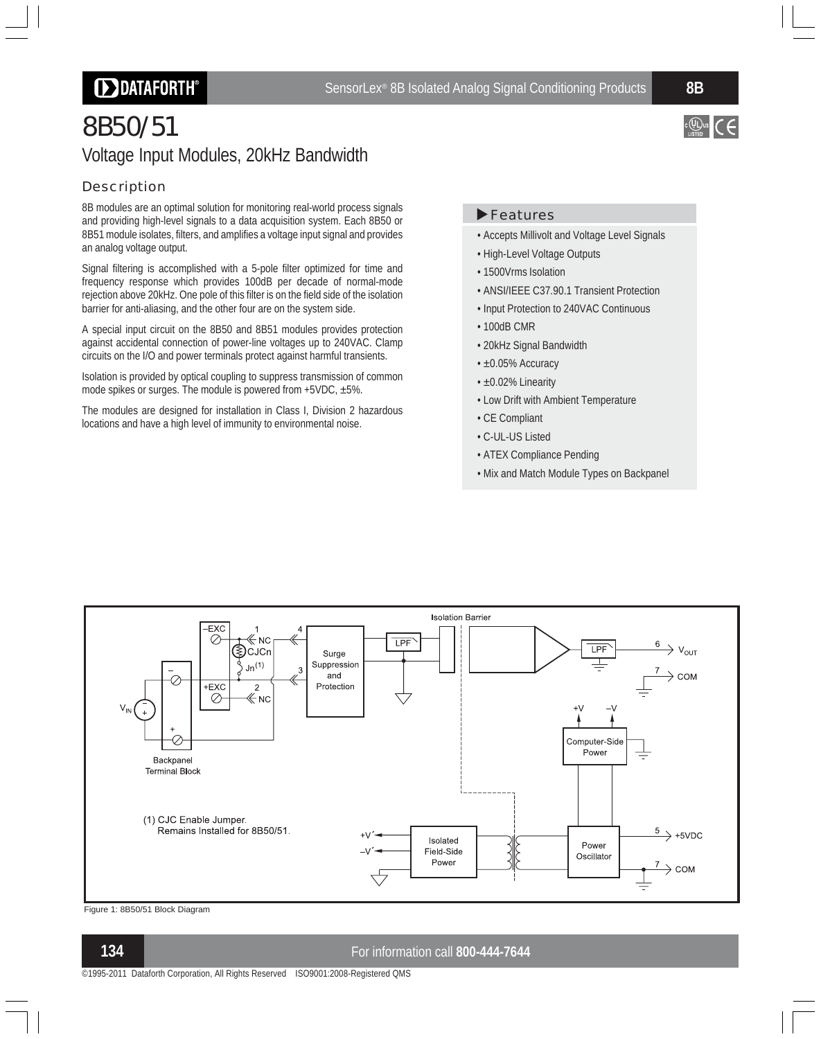# 8B50/51

## Voltage Input Modules, 20kHz Bandwidth

### Description

8B modules are an optimal solution for monitoring real-world process signals and providing high-level signals to a data acquisition system. Each 8B50 or 8B51 module isolates, filters, and amplifies a voltage input signal and provides an analog voltage output.

Signal filtering is accomplished with a 5-pole filter optimized for time and frequency response which provides 100dB per decade of normal-mode rejection above 20kHz. One pole of this filter is on the field side of the isolation barrier for anti-aliasing, and the other four are on the system side.

A special input circuit on the 8B50 and 8B51 modules provides protection against accidental connection of power-line voltages up to 240VAC. Clamp circuits on the I/O and power terminals protect against harmful transients.

Isolation is provided by optical coupling to suppress transmission of common mode spikes or surges. The module is powered from +5VDC, ±5%.

The modules are designed for installation in Class I, Division 2 hazardous locations and have a high level of immunity to environmental noise.

### Features

- Accepts Millivolt and Voltage Level Signals
- High-Level Voltage Outputs
- 1500Vrms Isolation
- ANSI/IEEE C37.90.1 Transient Protection
- Input Protection to 240VAC Continuous
- 100dB CMR
- 20kHz Signal Bandwidth
- ±0.05% Accuracy
- ±0.02% Linearity
- Low Drift with Ambient Temperature
- CE Compliant
- C-UL-US Listed
- ATEX Compliance Pending
- Mix and Match Module Types on Backpanel

(1) CJC Enable Jumper. Remains Installed for 8B50/51.

Figure 1: 8B50/51 Block Diagram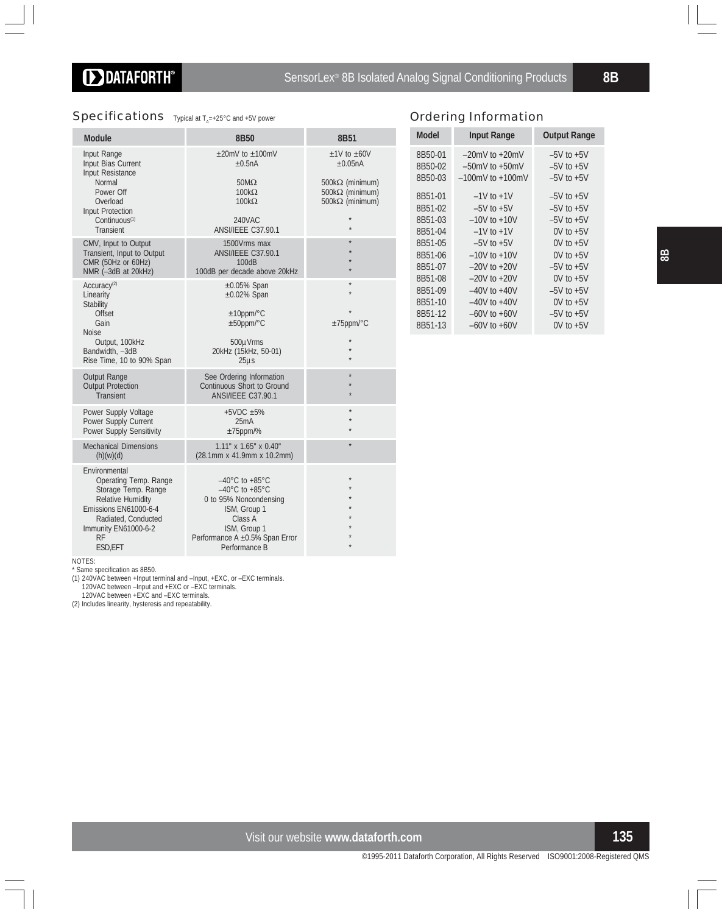## Specifications

Typical at $T_A$=+25°C and +5V power

| Module | 8B50 | 8B51 |
|---|---|---|
| Input Range | ±20mV to ±100mV | ±1V to ±60V |
| Input Bias Current | ±0.5nA | ±0.05nA |
| Input Resistance | | |
| Normal | 50MΩ | 500kΩ (minimum) |
| Power Off | 100kΩ | 500kΩ (minimum) |
| Overload | 100kΩ | 500kΩ (minimum) |
| Input Protection | | |
| Continuous[1] | 240VAC | * |
| Transient | ANSI/IEEE C37.90.1 | * |
| CMV, Input to Output | 1500Vrms max | * |
| Transient, Input to Output | ANSI/IEEE C37.90.1 | * |
| CMR (50Hz or 60Hz) | 100dB | * |
| NMR (–3dB at 20kHz) | 100dB per decade above 20kHz | * |
| Accuracy[2] | ±0.05% Span | * |
| Linearity | ±0.02% Span | * |
| Stability | | |
| Offset | ±10ppm/°C | * |
| Gain | ±50ppm/°C | ±75ppm/°C |
| Noise | | |
| Output, 100kHz | 500µVrms | * |
| Bandwidth, –3dB | 20kHz (15kHz, 50-01) | * |
| Rise Time, 10 to 90% Span | 25µs | * |
| Output Range | See Ordering Information | * |
| Output Protection | Continuous Short to Ground | * |
| Transient | ANSI/IEEE C37.90.1 | * |
| Power Supply Voltage | +5VDC ±5% | * |
| Power Supply Current | 25mA | * |
| Power Supply Sensitivity | ±75ppm/% | * |
| Mechanical Dimensions (h)(w)(d) | 1.11" x 1.65" x 0.40" (28.1mm x 41.9mm x 10.2mm) | * |
| Environmental | | |
| Operating Temp. Range | –40°C to +85°C | * |
| Storage Temp. Range | –40°C to +85°C | * |
| Relative Humidity | 0 to 95% Noncondensing | * |
| Emissions EN61000-6-4 | ISM, Group 1 | * |
| Radiated, Conducted | Class A | * |
| Immunity EN61000-6-2 | ISM, Group 1 | * |
| RF | Performance A ±0.5% Span Error | * |
| ESD,EFT | Performance B | * |

NOTES:

* Same specification as 8B50.

(1) 240VAC between +Input terminal and –Input, +EXC, or –EXC terminals.
120VAC between –Input and +EXC or –EXC terminals.
120VAC between +EXC and –EXC terminals.

(2) Includes linearity, hysteresis and repeatability.

## Ordering Information

| Model | Input Range | Output Range |
|---|---|---|
| 8B50-01 | –20mV to +20mV | –5V to +5V |
| 8B50-02 | –50mV to +50mV | –5V to +5V |
| 8B50-03 | –100mV to +100mV | –5V to +5V |
| 8B51-01 | –1V to +1V | –5V to +5V |
| 8B51-02 | –5V to +5V | –5V to +5V |
| 8B51-03 | –10V to +10V | –5V to +5V |
| 8B51-04 | –1V to +1V | 0V to +5V |
| 8B51-05 | –5V to +5V | 0V to +5V |
| 8B51-06 | –10V to +10V | 0V to +5V |
| 8B51-07 | –20V to +20V | –5V to +5V |
| 8B51-08 | –20V to +20V | 0V to +5V |
| 8B51-09 | –40V to +40V | –5V to +5V |
| 8B51-10 | –40V to +40V | 0V to +5V |
| 8B51-12 | –60V to +60V | –5V to +5V |
| 8B51-13 | –60V to +60V | 0V to +5V |